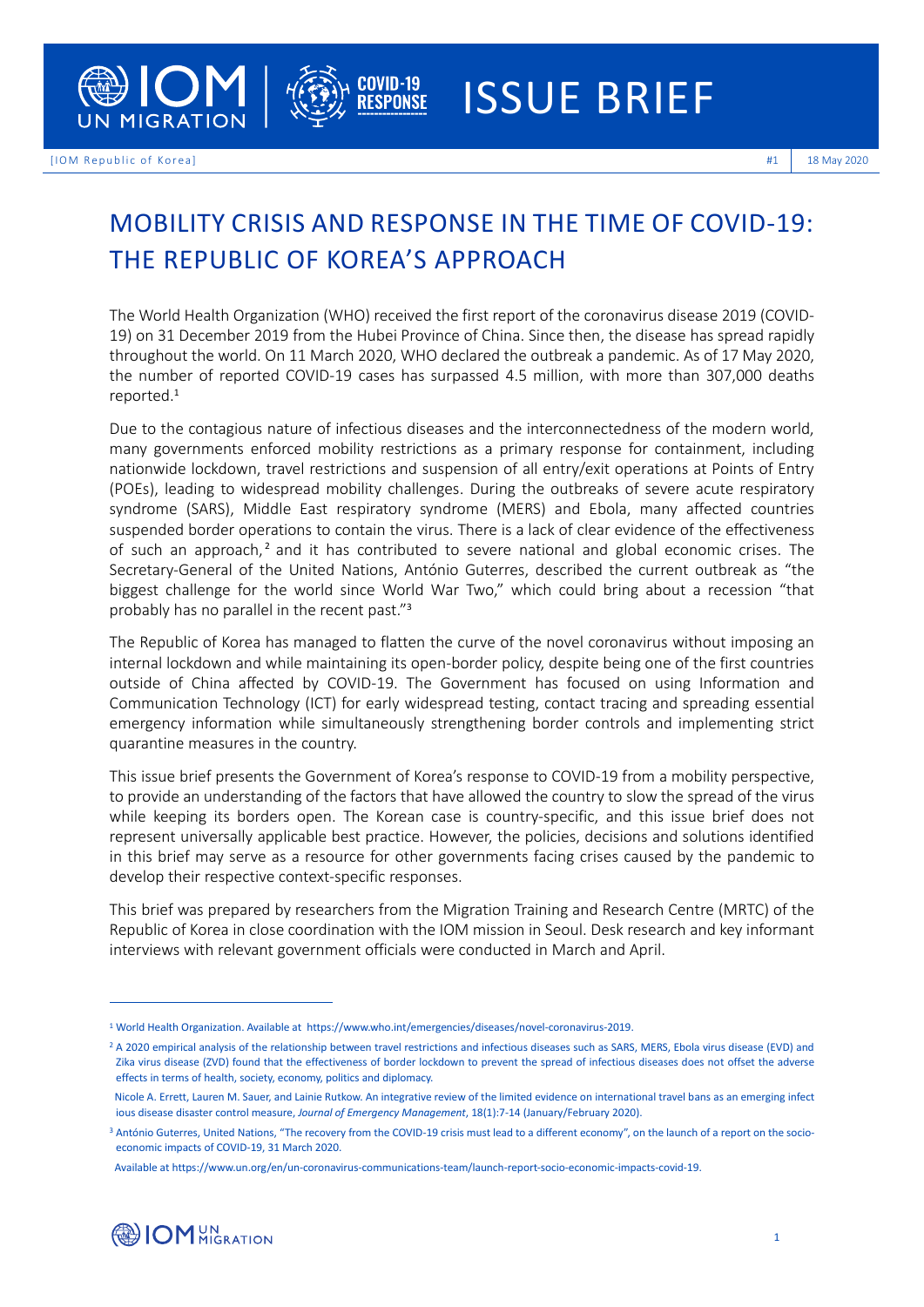ISSUE BRIEF

[IOM Republic of Korea]

#1 | 18 May 2020

# MOBILITY CRISIS AND RESPONSE IN THE TIME OF COVID-19: THE REPUBLIC OF KOREA'S APPROACH

The World Health Organization (WHO) received the first report of the coronavirus disease 2019 (COVID-19) on 31 December 2019 from the Hubei Province of China. Since then, the disease has spread rapidly throughout the world. On 11 March 2020, WHO declared the outbreak a pandemic. As of 17 May 2020, the number of reported COVID-19 cases has surpassed 4.5 million, with more than 307,000 deaths reported.[1]

Due to the contagious nature of infectious diseases and the interconnectedness of the modern world, many governments enforced mobility restrictions as a primary response for containment, including nationwide lockdown, travel restrictions and suspension of all entry/exit operations at Points of Entry (POEs), leading to widespread mobility challenges. During the outbreaks of severe acute respiratory syndrome (SARS), Middle East respiratory syndrome (MERS) and Ebola, many affected countries suspended border operations to contain the virus. There is a lack of clear evidence of the effectiveness of such an approach,[2] and it has contributed to severe national and global economic crises. The Secretary-General of the United Nations, António Guterres, described the current outbreak as "the biggest challenge for the world since World War Two," which could bring about a recession "that probably has no parallel in the recent past."[3]

The Republic of Korea has managed to flatten the curve of the novel coronavirus without imposing an internal lockdown and while maintaining its open-border policy, despite being one of the first countries outside of China affected by COVID-19. The Government has focused on using Information and Communication Technology (ICT) for early widespread testing, contact tracing and spreading essential emergency information while simultaneously strengthening border controls and implementing strict quarantine measures in the country.

This issue brief presents the Government of Korea's response to COVID-19 from a mobility perspective, to provide an understanding of the factors that have allowed the country to slow the spread of the virus while keeping its borders open. The Korean case is country-specific, and this issue brief does not represent universally applicable best practice. However, the policies, decisions and solutions identified in this brief may serve as a resource for other governments facing crises caused by the pandemic to develop their respective context-specific responses.

This brief was prepared by researchers from the Migration Training and Research Centre (MRTC) of the Republic of Korea in close coordination with the IOM mission in Seoul. Desk research and key informant interviews with relevant government officials were conducted in March and April.

---

[1] World Health Organization. Available at https://www.who.int/emergencies/diseases/novel-coronavirus-2019.

[2] A 2020 empirical analysis of the relationship between travel restrictions and infectious diseases such as SARS, MERS, Ebola virus disease (EVD) and Zika virus disease (ZVD) found that the effectiveness of border lockdown to prevent the spread of infectious diseases does not offset the adverse effects in terms of health, society, economy, politics and diplomacy.

Nicole A. Errett, Lauren M. Sauer, and Lainie Rutkow. An integrative review of the limited evidence on international travel bans as an emerging infect ious disease disaster control measure, *Journal of Emergency Management*, 18(1):7-14 (January/February 2020).

[3] António Guterres, United Nations, "The recovery from the COVID-19 crisis must lead to a different economy", on the launch of a report on the socio-economic impacts of COVID-19, 31 March 2020.

Available at https://www.un.org/en/un-coronavirus-communications-team/launch-report-socio-economic-impacts-covid-19.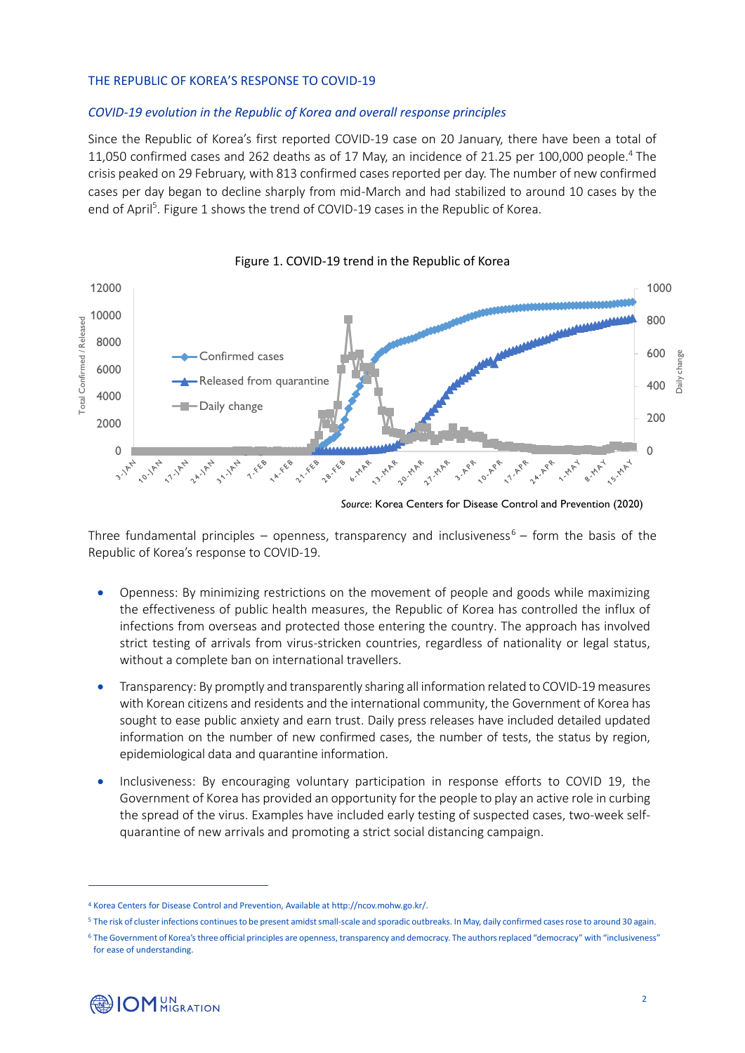## THE REPUBLIC OF KOREA'S RESPONSE TO COVID-19

### *COVID-19 evolution in the Republic of Korea and overall response principles*

Since the Republic of Korea's first reported COVID-19 case on 20 January, there have been a total of 11,050 confirmed cases and 262 deaths as of 17 May, an incidence of 21.25 per 100,000 people.[4] The crisis peaked on 29 February, with 813 confirmed cases reported per day. The number of new confirmed cases per day began to decline sharply from mid-March and had stabilized to around 10 cases by the end of April[5]. Figure 1 shows the trend of COVID-19 cases in the Republic of Korea.

Figure 1. COVID-19 trend in the Republic of Korea

Total Confirmed / Released
12000
10000
8000
6000
4000
2000
0

Daily change
1000
800
600
400
200
0

Confirmed cases
Released from quarantine
Daily change

3-JAN 10-JAN 17-JAN 24-JAN 31-JAN 7-FEB 14-FEB 21-FEB 28-FEB 6-MAR 13-MAR 20-MAR 27-MAR 3-APR 10-APR 17-APR 24-APR 1-MAY 8-MAY 15-MAY

*Source*: Korea Centers for Disease Control and Prevention (2020)

Three fundamental principles – openness, transparency and inclusiveness[6] – form the basis of the Republic of Korea's response to COVID-19.

- Openness: By minimizing restrictions on the movement of people and goods while maximizing the effectiveness of public health measures, the Republic of Korea has controlled the influx of infections from overseas and protected those entering the country. The approach has involved strict testing of arrivals from virus-stricken countries, regardless of nationality or legal status, without a complete ban on international travellers.
- Transparency: By promptly and transparently sharing all information related to COVID-19 measures with Korean citizens and residents and the international community, the Government of Korea has sought to ease public anxiety and earn trust. Daily press releases have included detailed updated information on the number of new confirmed cases, the number of tests, the status by region, epidemiological data and quarantine information.
- Inclusiveness: By encouraging voluntary participation in response efforts to COVID 19, the Government of Korea has provided an opportunity for the people to play an active role in curbing the spread of the virus. Examples have included early testing of suspected cases, two-week self-quarantine of new arrivals and promoting a strict social distancing campaign.

---

[4] Korea Centers for Disease Control and Prevention, Available at http://ncov.mohw.go.kr/.

[5] The risk of cluster infections continues to be present amidst small-scale and sporadic outbreaks. In May, daily confirmed cases rose to around 30 again.

[6] The Government of Korea's three official principles are openness, transparency and democracy. The authors replaced "democracy" with "inclusiveness" for ease of understanding.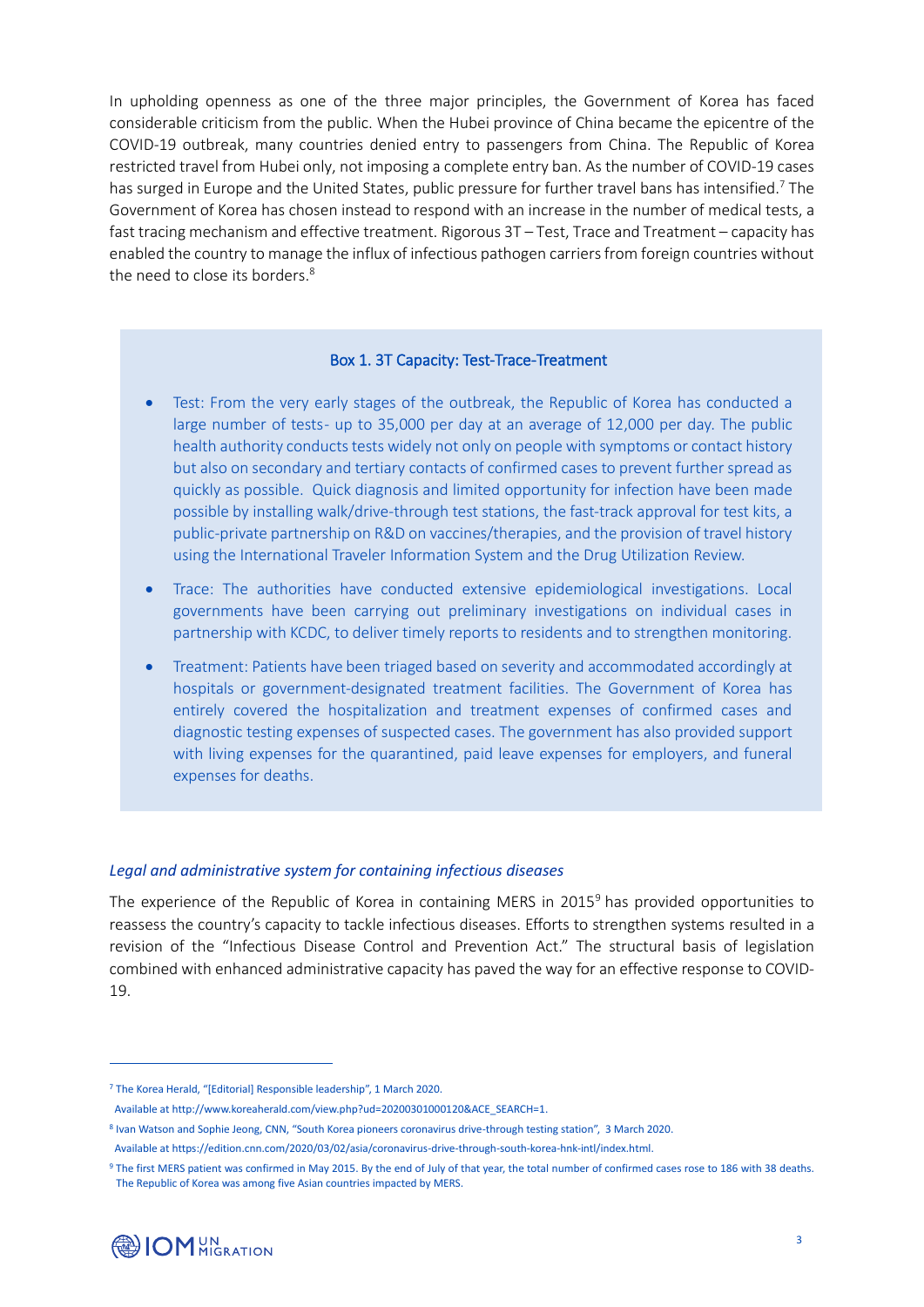In upholding openness as one of the three major principles, the Government of Korea has faced considerable criticism from the public. When the Hubei province of China became the epicentre of the COVID-19 outbreak, many countries denied entry to passengers from China. The Republic of Korea restricted travel from Hubei only, not imposing a complete entry ban. As the number of COVID-19 cases has surged in Europe and the United States, public pressure for further travel bans has intensified.[7] The Government of Korea has chosen instead to respond with an increase in the number of medical tests, a fast tracing mechanism and effective treatment. Rigorous 3T – Test, Trace and Treatment – capacity has enabled the country to manage the influx of infectious pathogen carriers from foreign countries without the need to close its borders.[8]

### Box 1. 3T Capacity: Test-Trace-Treatment

- Test: From the very early stages of the outbreak, the Republic of Korea has conducted a large number of tests- up to 35,000 per day at an average of 12,000 per day. The public health authority conducts tests widely not only on people with symptoms or contact history but also on secondary and tertiary contacts of confirmed cases to prevent further spread as quickly as possible. Quick diagnosis and limited opportunity for infection have been made possible by installing walk/drive-through test stations, the fast-track approval for test kits, a public-private partnership on R&D on vaccines/therapies, and the provision of travel history using the International Traveler Information System and the Drug Utilization Review.
- Trace: The authorities have conducted extensive epidemiological investigations. Local governments have been carrying out preliminary investigations on individual cases in partnership with KCDC, to deliver timely reports to residents and to strengthen monitoring.
- Treatment: Patients have been triaged based on severity and accommodated accordingly at hospitals or government-designated treatment facilities. The Government of Korea has entirely covered the hospitalization and treatment expenses of confirmed cases and diagnostic testing expenses of suspected cases. The government has also provided support with living expenses for the quarantined, paid leave expenses for employers, and funeral expenses for deaths.

*Legal and administrative system for containing infectious diseases*

The experience of the Republic of Korea in containing MERS in 2015[9] has provided opportunities to reassess the country's capacity to tackle infectious diseases. Efforts to strengthen systems resulted in a revision of the "Infectious Disease Control and Prevention Act." The structural basis of legislation combined with enhanced administrative capacity has paved the way for an effective response to COVID-19.

---

[7] The Korea Herald, "[Editorial] Responsible leadership", 1 March 2020. Available at http://www.koreaherald.com/view.php?ud=20200301000120&ACE_SEARCH=1.

[8] Ivan Watson and Sophie Jeong, CNN, "South Korea pioneers coronavirus drive-through testing station", 3 March 2020. Available at https://edition.cnn.com/2020/03/02/asia/coronavirus-drive-through-south-korea-hnk-intl/index.html.

[9] The first MERS patient was confirmed in May 2015. By the end of July of that year, the total number of confirmed cases rose to 186 with 38 deaths. The Republic of Korea was among five Asian countries impacted by MERS.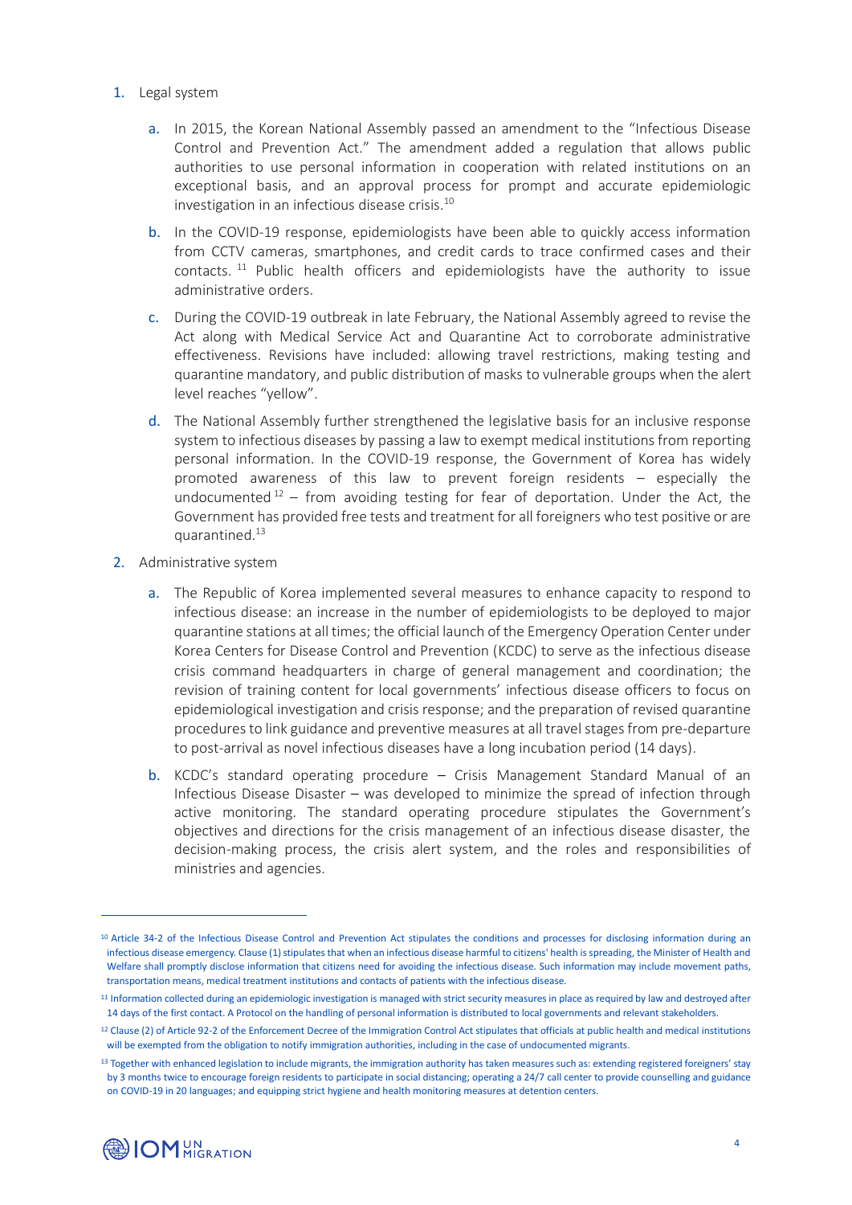1. Legal system

   a. In 2015, the Korean National Assembly passed an amendment to the "Infectious Disease Control and Prevention Act." The amendment added a regulation that allows public authorities to use personal information in cooperation with related institutions on an exceptional basis, and an approval process for prompt and accurate epidemiologic investigation in an infectious disease crisis.[10]

   b. In the COVID-19 response, epidemiologists have been able to quickly access information from CCTV cameras, smartphones, and credit cards to trace confirmed cases and their contacts.[11] Public health officers and epidemiologists have the authority to issue administrative orders.

   c. During the COVID-19 outbreak in late February, the National Assembly agreed to revise the Act along with Medical Service Act and Quarantine Act to corroborate administrative effectiveness. Revisions have included: allowing travel restrictions, making testing and quarantine mandatory, and public distribution of masks to vulnerable groups when the alert level reaches "yellow".

   d. The National Assembly further strengthened the legislative basis for an inclusive response system to infectious diseases by passing a law to exempt medical institutions from reporting personal information. In the COVID-19 response, the Government of Korea has widely promoted awareness of this law to prevent foreign residents – especially the undocumented[12] – from avoiding testing for fear of deportation. Under the Act, the Government has provided free tests and treatment for all foreigners who test positive or are quarantined.[13]

2. Administrative system

   a. The Republic of Korea implemented several measures to enhance capacity to respond to infectious disease: an increase in the number of epidemiologists to be deployed to major quarantine stations at all times; the official launch of the Emergency Operation Center under Korea Centers for Disease Control and Prevention (KCDC) to serve as the infectious disease crisis command headquarters in charge of general management and coordination; the revision of training content for local governments' infectious disease officers to focus on epidemiological investigation and crisis response; and the preparation of revised quarantine procedures to link guidance and preventive measures at all travel stages from pre-departure to post-arrival as novel infectious diseases have a long incubation period (14 days).

   b. KCDC's standard operating procedure – Crisis Management Standard Manual of an Infectious Disease Disaster – was developed to minimize the spread of infection through active monitoring. The standard operating procedure stipulates the Government's objectives and directions for the crisis management of an infectious disease disaster, the decision-making process, the crisis alert system, and the roles and responsibilities of ministries and agencies.

---

[10] Article 34-2 of the Infectious Disease Control and Prevention Act stipulates the conditions and processes for disclosing information during an infectious disease emergency. Clause (1) stipulates that when an infectious disease harmful to citizens' health is spreading, the Minister of Health and Welfare shall promptly disclose information that citizens need for avoiding the infectious disease. Such information may include movement paths, transportation means, medical treatment institutions and contacts of patients with the infectious disease.

[11] Information collected during an epidemiologic investigation is managed with strict security measures in place as required by law and destroyed after 14 days of the first contact. A Protocol on the handling of personal information is distributed to local governments and relevant stakeholders.

[12] Clause (2) of Article 92-2 of the Enforcement Decree of the Immigration Control Act stipulates that officials at public health and medical institutions will be exempted from the obligation to notify immigration authorities, including in the case of undocumented migrants.

[13] Together with enhanced legislation to include migrants, the immigration authority has taken measures such as: extending registered foreigners' stay by 3 months twice to encourage foreign residents to participate in social distancing; operating a 24/7 call center to provide counselling and guidance on COVID-19 in 20 languages; and equipping strict hygiene and health monitoring measures at detention centers.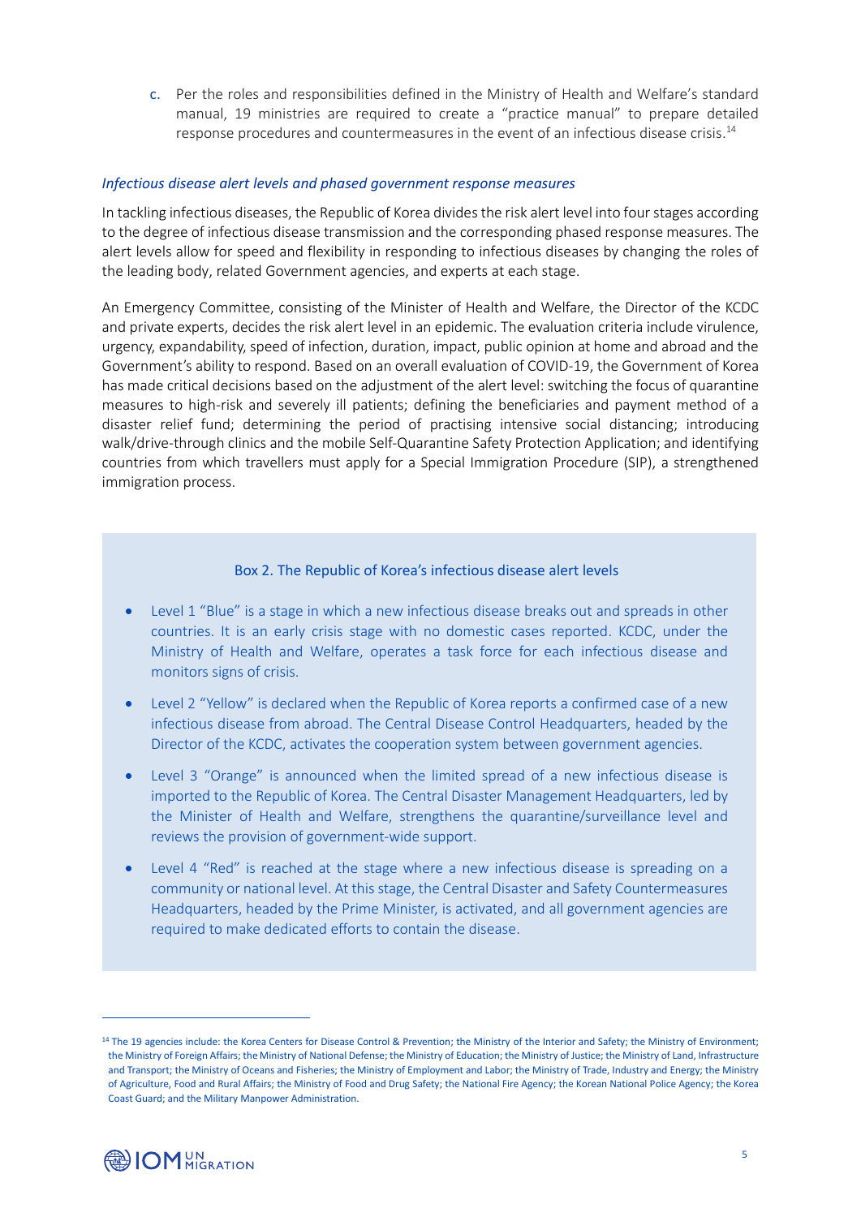c. Per the roles and responsibilities defined in the Ministry of Health and Welfare's standard manual, 19 ministries are required to create a "practice manual" to prepare detailed response procedures and countermeasures in the event of an infectious disease crisis.[14]

*Infectious disease alert levels and phased government response measures*

In tackling infectious diseases, the Republic of Korea divides the risk alert level into four stages according to the degree of infectious disease transmission and the corresponding phased response measures. The alert levels allow for speed and flexibility in responding to infectious diseases by changing the roles of the leading body, related Government agencies, and experts at each stage.

An Emergency Committee, consisting of the Minister of Health and Welfare, the Director of the KCDC and private experts, decides the risk alert level in an epidemic. The evaluation criteria include virulence, urgency, expandability, speed of infection, duration, impact, public opinion at home and abroad and the Government's ability to respond. Based on an overall evaluation of COVID-19, the Government of Korea has made critical decisions based on the adjustment of the alert level: switching the focus of quarantine measures to high-risk and severely ill patients; defining the beneficiaries and payment method of a disaster relief fund; determining the period of practising intensive social distancing; introducing walk/drive-through clinics and the mobile Self-Quarantine Safety Protection Application; and identifying countries from which travellers must apply for a Special Immigration Procedure (SIP), a strengthened immigration process.

Box 2. The Republic of Korea's infectious disease alert levels

- Level 1 "Blue" is a stage in which a new infectious disease breaks out and spreads in other countries. It is an early crisis stage with no domestic cases reported. KCDC, under the Ministry of Health and Welfare, operates a task force for each infectious disease and monitors signs of crisis.
- Level 2 "Yellow" is declared when the Republic of Korea reports a confirmed case of a new infectious disease from abroad. The Central Disease Control Headquarters, headed by the Director of the KCDC, activates the cooperation system between government agencies.
- Level 3 "Orange" is announced when the limited spread of a new infectious disease is imported to the Republic of Korea. The Central Disaster Management Headquarters, led by the Minister of Health and Welfare, strengthens the quarantine/surveillance level and reviews the provision of government-wide support.
- Level 4 "Red" is reached at the stage where a new infectious disease is spreading on a community or national level. At this stage, the Central Disaster and Safety Countermeasures Headquarters, headed by the Prime Minister, is activated, and all government agencies are required to make dedicated efforts to contain the disease.

[14] The 19 agencies include: the Korea Centers for Disease Control & Prevention; the Ministry of the Interior and Safety; the Ministry of Environment; the Ministry of Foreign Affairs; the Ministry of National Defense; the Ministry of Education; the Ministry of Justice; the Ministry of Land, Infrastructure and Transport; the Ministry of Oceans and Fisheries; the Ministry of Employment and Labor; the Ministry of Trade, Industry and Energy; the Ministry of Agriculture, Food and Rural Affairs; the Ministry of Food and Drug Safety; the National Fire Agency; the Korean National Police Agency; the Korea Coast Guard; and the Military Manpower Administration.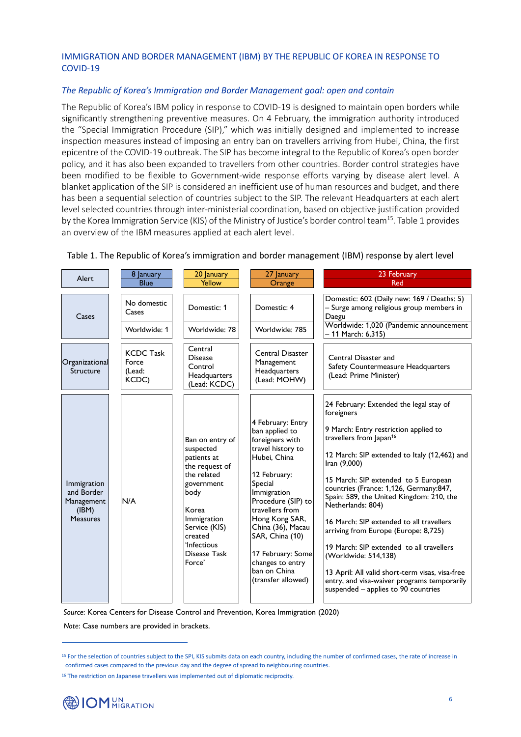## IMMIGRATION AND BORDER MANAGEMENT (IBM) BY THE REPUBLIC OF KOREA IN RESPONSE TO COVID-19

### *The Republic of Korea's Immigration and Border Management goal: open and contain*

The Republic of Korea's IBM policy in response to COVID-19 is designed to maintain open borders while significantly strengthening preventive measures. On 4 February, the immigration authority introduced the "Special Immigration Procedure (SIP)," which was initially designed and implemented to increase inspection measures instead of imposing an entry ban on travellers arriving from Hubei, China, the first epicentre of the COVID-19 outbreak. The SIP has become integral to the Republic of Korea's open border policy, and it has also been expanded to travellers from other countries. Border control strategies have been modified to be flexible to Government-wide response efforts varying by disease alert level. A blanket application of the SIP is considered an inefficient use of human resources and budget, and there has been a sequential selection of countries subject to the SIP. The relevant Headquarters at each alert level selected countries through inter-ministerial coordination, based on objective justification provided by the Korea Immigration Service (KIS) of the Ministry of Justice's border control team[15]. Table 1 provides an overview of the IBM measures applied at each alert level.

Table 1. The Republic of Korea's immigration and border management (IBM) response by alert level

| Alert | 8 January<br>Blue | 20 January<br>Yellow | 27 January<br>Orange | 23 February<br>Red |
|---|---|---|---|---|
| Cases | No domestic Cases<br><br>Worldwide: 1 | Domestic: 1<br><br>Worldwide: 78 | Domestic: 4<br><br>Worldwide: 785 | Domestic: 602 (Daily new: 169 / Deaths: 5) – Surge among religious group members in Daegu<br><br>Worldwide: 1,020 (Pandemic announcement – 11 March: 6,315) |
| Organizational Structure | KCDC Task Force (Lead: KCDC) | Central Disease Control Headquarters (Lead: KCDC) | Central Disaster Management Headquarters (Lead: MOHW) | Central Disaster and Safety Countermeasure Headquarters (Lead: Prime Minister) |
| Immigration and Border Management (IBM) Measures | N/A | Ban on entry of suspected patients at the request of the related government body<br><br>Korea Immigration Service (KIS) created 'Infectious Disease Task Force' | 4 February: Entry ban applied to foreigners with travel history to Hubei, China<br><br>12 February: Special Immigration Procedure (SIP) to travellers from Hong Kong SAR, China (36), Macau SAR, China (10)<br><br>17 February: Some changes to entry ban on China (transfer allowed) | 24 February: Extended the legal stay of foreigners<br><br>9 March: Entry restriction applied to travellers from Japan[16]<br><br>12 March: SIP extended to Italy (12,462) and Iran (9,000)<br><br>15 March: SIP extended to 5 European countries (France: 1,126, Germany:847, Spain: 589, the United Kingdom: 210, the Netherlands: 804)<br><br>16 March: SIP extended to all travellers arriving from Europe (Europe: 8,725)<br><br>19 March: SIP extended to all travellers (Worldwide: 514,138)<br><br>13 April: All valid short-term visas, visa-free entry, and visa-waiver programs temporarily suspended – applies to 90 countries |

*Source*: Korea Centers for Disease Control and Prevention, Korea Immigration (2020)

*Note*: Case numbers are provided in brackets.

---

[15] For the selection of countries subject to the SPI, KIS submits data on each country, including the number of confirmed cases, the rate of increase in confirmed cases compared to the previous day and the degree of spread to neighbouring countries.

[16] The restriction on Japanese travellers was implemented out of diplomatic reciprocity.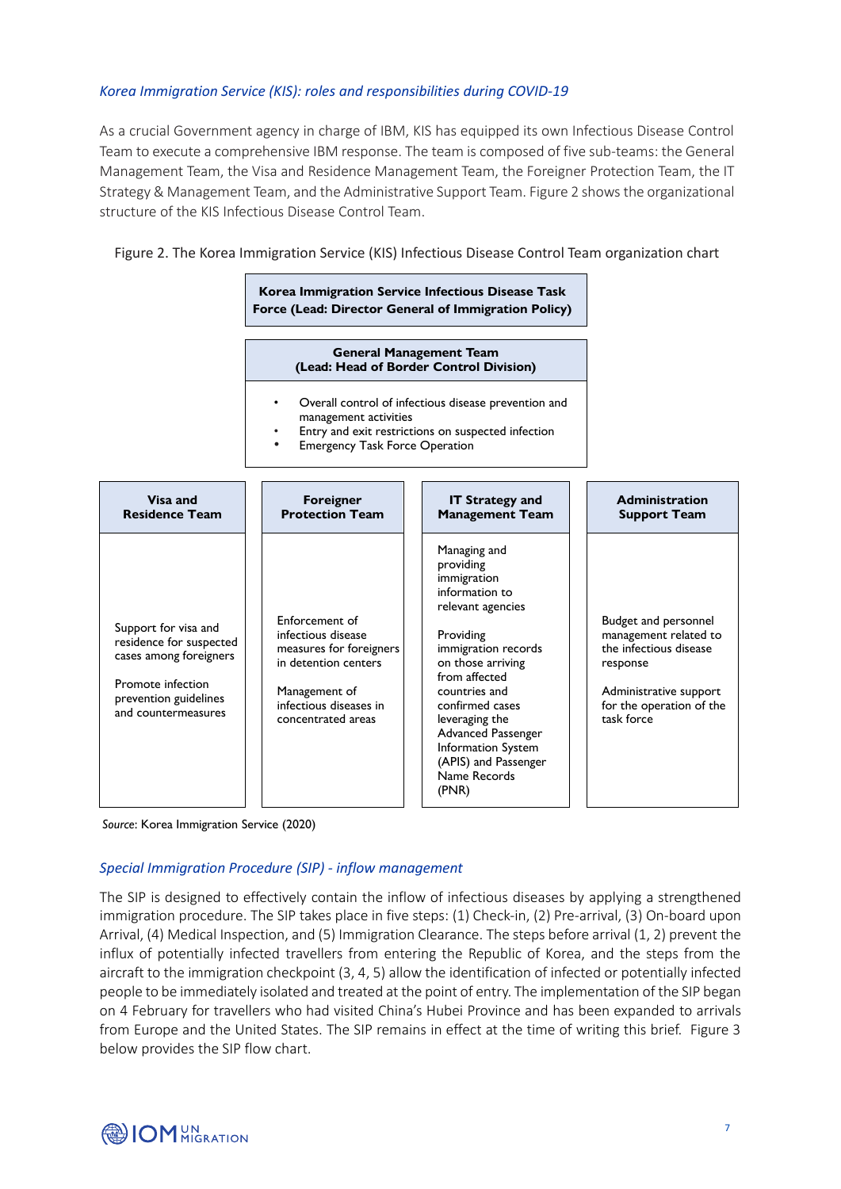*Korea Immigration Service (KIS): roles and responsibilities during COVID-19*

As a crucial Government agency in charge of IBM, KIS has equipped its own Infectious Disease Control Team to execute a comprehensive IBM response. The team is composed of five sub-teams: the General Management Team, the Visa and Residence Management Team, the Foreigner Protection Team, the IT Strategy & Management Team, and the Administrative Support Team. Figure 2 shows the organizational structure of the KIS Infectious Disease Control Team.

Figure 2. The Korea Immigration Service (KIS) Infectious Disease Control Team organization chart

**Korea Immigration Service Infectious Disease Task Force (Lead: Director General of Immigration Policy)**

**General Management Team (Lead: Head of Border Control Division)**

- Overall control of infectious disease prevention and management activities
- Entry and exit restrictions on suspected infection
- Emergency Task Force Operation

| Visa and Residence Team | Foreigner Protection Team | IT Strategy and Management Team | Administration Support Team |
|---|---|---|---|
| Support for visa and residence for suspected cases among foreigners<br><br>Promote infection prevention guidelines and countermeasures | Enforcement of infectious disease measures for foreigners in detention centers<br><br>Management of infectious diseases in concentrated areas | Managing and providing immigration information to relevant agencies<br><br>Providing immigration records on those arriving from affected countries and confirmed cases leveraging the Advanced Passenger Information System (APIS) and Passenger Name Records (PNR) | Budget and personnel management related to the infectious disease response<br><br>Administrative support for the operation of the task force |

*Source*: Korea Immigration Service (2020)

*Special Immigration Procedure (SIP) - inflow management*

The SIP is designed to effectively contain the inflow of infectious diseases by applying a strengthened immigration procedure. The SIP takes place in five steps: (1) Check-in, (2) Pre-arrival, (3) On-board upon Arrival, (4) Medical Inspection, and (5) Immigration Clearance. The steps before arrival (1, 2) prevent the influx of potentially infected travellers from entering the Republic of Korea, and the steps from the aircraft to the immigration checkpoint (3, 4, 5) allow the identification of infected or potentially infected people to be immediately isolated and treated at the point of entry. The implementation of the SIP began on 4 February for travellers who had visited China's Hubei Province and has been expanded to arrivals from Europe and the United States. The SIP remains in effect at the time of writing this brief. Figure 3 below provides the SIP flow chart.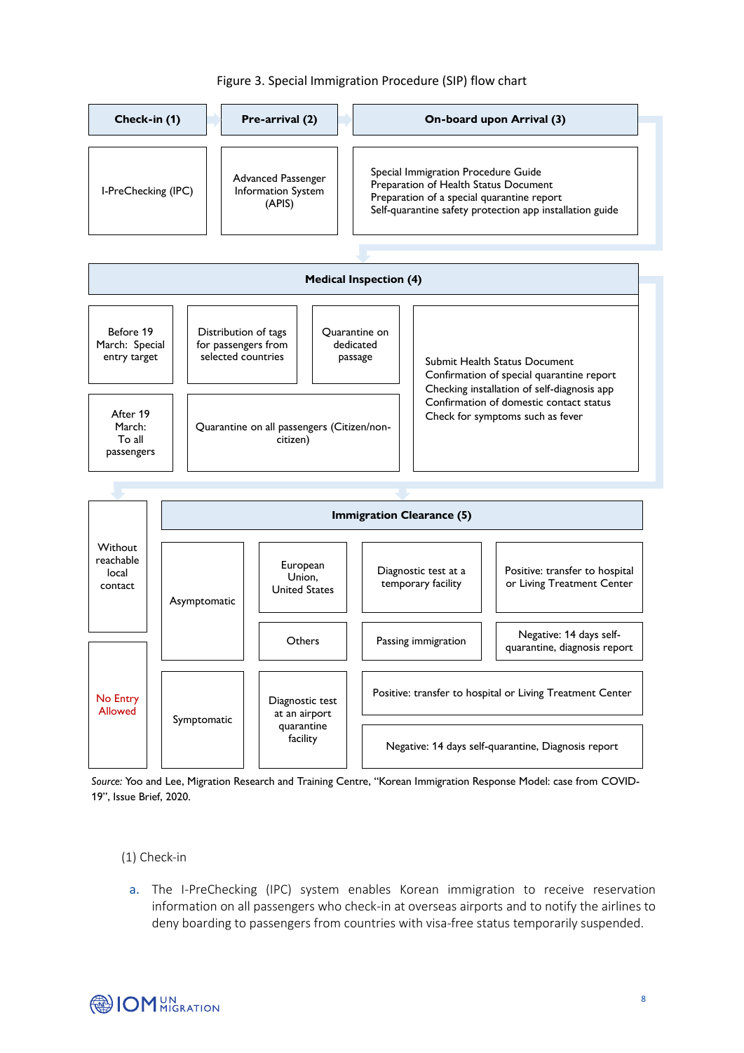Figure 3. Special Immigration Procedure (SIP) flow chart

**Check-in (1)**

I-PreChecking (IPC)

**Pre-arrival (2)**

Advanced Passenger Information System (APIS)

**On-board upon Arrival (3)**

Special Immigration Procedure Guide
Preparation of Health Status Document
Preparation of a special quarantine report
Self-quarantine safety protection app installation guide

**Medical Inspection (4)**

Before 19 March: Special entry target

Distribution of tags for passengers from selected countries

Quarantine on dedicated passage

After 19 March: To all passengers

Quarantine on all passengers (Citizen/non-citizen)

Submit Health Status Document
Confirmation of special quarantine report
Checking installation of self-diagnosis app
Confirmation of domestic contact status
Check for symptoms such as fever

Without reachable local contact

No Entry Allowed

**Immigration Clearance (5)**

Asymptomatic

European Union, United States

Diagnostic test at a temporary facility

Positive: transfer to hospital or Living Treatment Center

Others

Passing immigration

Negative: 14 days self-quarantine, diagnosis report

Symptomatic

Diagnostic test at an airport quarantine facility

Positive: transfer to hospital or Living Treatment Center

Negative: 14 days self-quarantine, Diagnosis report

*Source:* Yoo and Lee, Migration Research and Training Centre, "Korean Immigration Response Model: case from COVID-19", Issue Brief, 2020.

(1) Check-in

a. The I-PreChecking (IPC) system enables Korean immigration to receive reservation information on all passengers who check-in at overseas airports and to notify the airlines to deny boarding to passengers from countries with visa-free status temporarily suspended.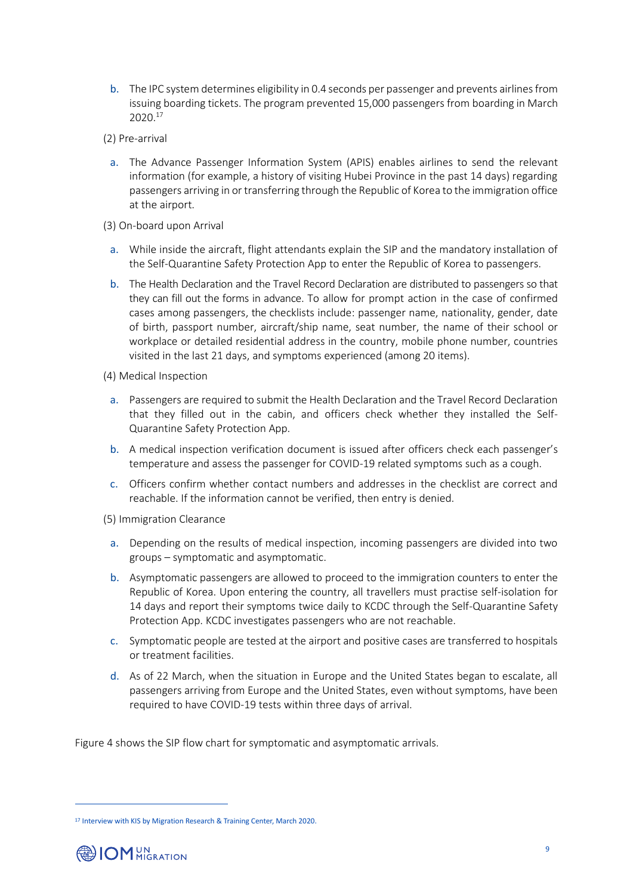b. The IPC system determines eligibility in 0.4 seconds per passenger and prevents airlines from issuing boarding tickets. The program prevented 15,000 passengers from boarding in March 2020.[17]

(2) Pre-arrival

a. The Advance Passenger Information System (APIS) enables airlines to send the relevant information (for example, a history of visiting Hubei Province in the past 14 days) regarding passengers arriving in or transferring through the Republic of Korea to the immigration office at the airport.

(3) On-board upon Arrival

a. While inside the aircraft, flight attendants explain the SIP and the mandatory installation of the Self-Quarantine Safety Protection App to enter the Republic of Korea to passengers.

b. The Health Declaration and the Travel Record Declaration are distributed to passengers so that they can fill out the forms in advance. To allow for prompt action in the case of confirmed cases among passengers, the checklists include: passenger name, nationality, gender, date of birth, passport number, aircraft/ship name, seat number, the name of their school or workplace or detailed residential address in the country, mobile phone number, countries visited in the last 21 days, and symptoms experienced (among 20 items).

(4) Medical Inspection

a. Passengers are required to submit the Health Declaration and the Travel Record Declaration that they filled out in the cabin, and officers check whether they installed the Self-Quarantine Safety Protection App.

b. A medical inspection verification document is issued after officers check each passenger's temperature and assess the passenger for COVID-19 related symptoms such as a cough.

c. Officers confirm whether contact numbers and addresses in the checklist are correct and reachable. If the information cannot be verified, then entry is denied.

(5) Immigration Clearance

a. Depending on the results of medical inspection, incoming passengers are divided into two groups – symptomatic and asymptomatic.

b. Asymptomatic passengers are allowed to proceed to the immigration counters to enter the Republic of Korea. Upon entering the country, all travellers must practise self-isolation for 14 days and report their symptoms twice daily to KCDC through the Self-Quarantine Safety Protection App. KCDC investigates passengers who are not reachable.

c. Symptomatic people are tested at the airport and positive cases are transferred to hospitals or treatment facilities.

d. As of 22 March, when the situation in Europe and the United States began to escalate, all passengers arriving from Europe and the United States, even without symptoms, have been required to have COVID-19 tests within three days of arrival.

Figure 4 shows the SIP flow chart for symptomatic and asymptomatic arrivals.

[17] Interview with KIS by Migration Research & Training Center, March 2020.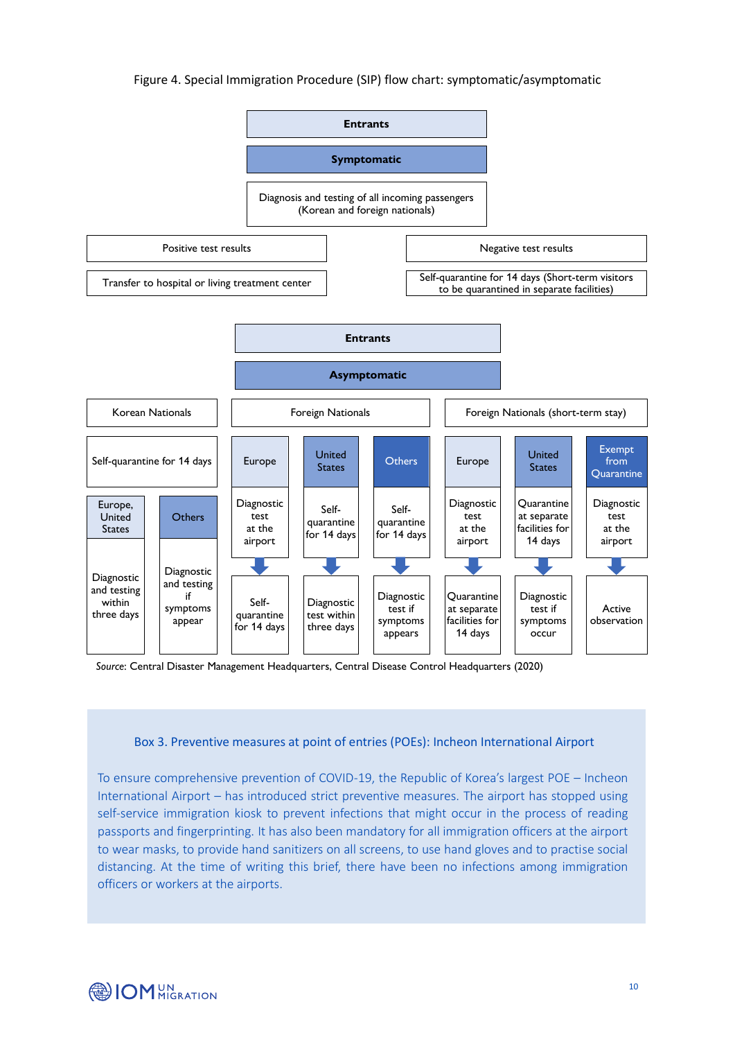Figure 4. Special Immigration Procedure (SIP) flow chart: symptomatic/asymptomatic

**Entrants**

**Symptomatic**

Diagnosis and testing of all incoming passengers (Korean and foreign nationals)

Positive test results

Transfer to hospital or living treatment center

Negative test results

Self-quarantine for 14 days (Short-term visitors to be quarantined in separate facilities)

**Entrants**

**Asymptomatic**

Korean Nationals

Self-quarantine for 14 days

Europe, United States

Diagnostic and testing within three days

Others

Diagnostic and testing if symptoms appear

Foreign Nationals

Europe

Diagnostic test at the airport

Self-quarantine for 14 days

United States

Self-quarantine for 14 days

Diagnostic test within three days

Others

Self-quarantine for 14 days

Diagnostic test if symptoms appears

Foreign Nationals (short-term stay)

Europe

Diagnostic test at the airport

Quarantine at separate facilities for 14 days

United States

Quarantine at separate facilities for 14 days

Diagnostic test if symptoms occur

Exempt from Quarantine

Diagnostic test at the airport

Active observation

*Source*: Central Disaster Management Headquarters, Central Disease Control Headquarters (2020)

### Box 3. Preventive measures at point of entries (POEs): Incheon International Airport

To ensure comprehensive prevention of COVID-19, the Republic of Korea's largest POE – Incheon International Airport – has introduced strict preventive measures. The airport has stopped using self-service immigration kiosk to prevent infections that might occur in the process of reading passports and fingerprinting. It has also been mandatory for all immigration officers at the airport to wear masks, to provide hand sanitizers on all screens, to use hand gloves and to practise social distancing. At the time of writing this brief, there have been no infections among immigration officers or workers at the airports.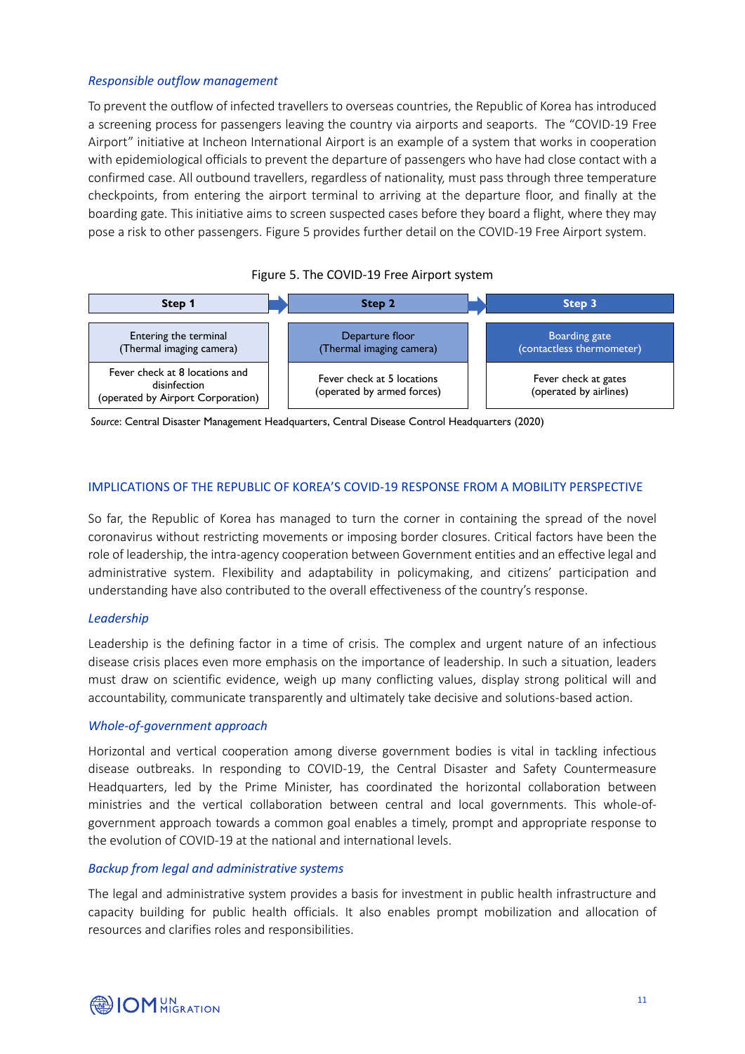*Responsible outflow management*

To prevent the outflow of infected travellers to overseas countries, the Republic of Korea has introduced a screening process for passengers leaving the country via airports and seaports. The "COVID-19 Free Airport" initiative at Incheon International Airport is an example of a system that works in cooperation with epidemiological officials to prevent the departure of passengers who have had close contact with a confirmed case. All outbound travellers, regardless of nationality, must pass through three temperature checkpoints, from entering the airport terminal to arriving at the departure floor, and finally at the boarding gate. This initiative aims to screen suspected cases before they board a flight, where they may pose a risk to other passengers. Figure 5 provides further detail on the COVID-19 Free Airport system.

Figure 5. The COVID-19 Free Airport system

| Step 1 | Step 2 | Step 3 |
|---|---|---|
| Entering the terminal (Thermal imaging camera) | Departure floor (Thermal imaging camera) | Boarding gate (contactless thermometer) |
| Fever check at 8 locations and disinfection (operated by Airport Corporation) | Fever check at 5 locations (operated by armed forces) | Fever check at gates (operated by airlines) |

*Source*: Central Disaster Management Headquarters, Central Disease Control Headquarters (2020)

## IMPLICATIONS OF THE REPUBLIC OF KOREA'S COVID-19 RESPONSE FROM A MOBILITY PERSPECTIVE

So far, the Republic of Korea has managed to turn the corner in containing the spread of the novel coronavirus without restricting movements or imposing border closures. Critical factors have been the role of leadership, the intra-agency cooperation between Government entities and an effective legal and administrative system. Flexibility and adaptability in policymaking, and citizens' participation and understanding have also contributed to the overall effectiveness of the country's response.

*Leadership*

Leadership is the defining factor in a time of crisis. The complex and urgent nature of an infectious disease crisis places even more emphasis on the importance of leadership. In such a situation, leaders must draw on scientific evidence, weigh up many conflicting values, display strong political will and accountability, communicate transparently and ultimately take decisive and solutions-based action.

*Whole-of-government approach*

Horizontal and vertical cooperation among diverse government bodies is vital in tackling infectious disease outbreaks. In responding to COVID-19, the Central Disaster and Safety Countermeasure Headquarters, led by the Prime Minister, has coordinated the horizontal collaboration between ministries and the vertical collaboration between central and local governments. This whole-of-government approach towards a common goal enables a timely, prompt and appropriate response to the evolution of COVID-19 at the national and international levels.

*Backup from legal and administrative systems*

The legal and administrative system provides a basis for investment in public health infrastructure and capacity building for public health officials. It also enables prompt mobilization and allocation of resources and clarifies roles and responsibilities.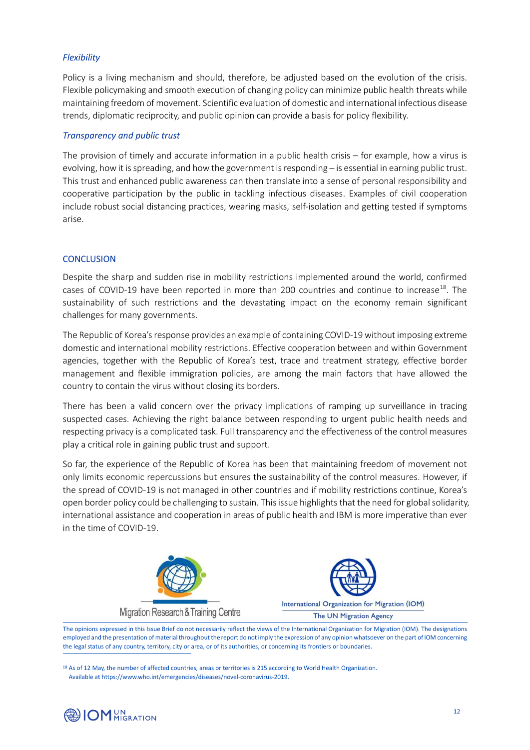### *Flexibility*

Policy is a living mechanism and should, therefore, be adjusted based on the evolution of the crisis. Flexible policymaking and smooth execution of changing policy can minimize public health threats while maintaining freedom of movement. Scientific evaluation of domestic and international infectious disease trends, diplomatic reciprocity, and public opinion can provide a basis for policy flexibility.

### *Transparency and public trust*

The provision of timely and accurate information in a public health crisis – for example, how a virus is evolving, how it is spreading, and how the government is responding – is essential in earning public trust. This trust and enhanced public awareness can then translate into a sense of personal responsibility and cooperative participation by the public in tackling infectious diseases. Examples of civil cooperation include robust social distancing practices, wearing masks, self-isolation and getting tested if symptoms arise.

## CONCLUSION

Despite the sharp and sudden rise in mobility restrictions implemented around the world, confirmed cases of COVID-19 have been reported in more than 200 countries and continue to increase[18]. The sustainability of such restrictions and the devastating impact on the economy remain significant challenges for many governments.

The Republic of Korea's response provides an example of containing COVID-19 without imposing extreme domestic and international mobility restrictions. Effective cooperation between and within Government agencies, together with the Republic of Korea's test, trace and treatment strategy, effective border management and flexible immigration policies, are among the main factors that have allowed the country to contain the virus without closing its borders.

There has been a valid concern over the privacy implications of ramping up surveillance in tracing suspected cases. Achieving the right balance between responding to urgent public health needs and respecting privacy is a complicated task. Full transparency and the effectiveness of the control measures play a critical role in gaining public trust and support.

So far, the experience of the Republic of Korea has been that maintaining freedom of movement not only limits economic repercussions but ensures the sustainability of the control measures. However, if the spread of COVID-19 is not managed in other countries and if mobility restrictions continue, Korea's open border policy could be challenging to sustain. This issue highlights that the need for global solidarity, international assistance and cooperation in areas of public health and IBM is more imperative than ever in the time of COVID-19.

Migration Research & Training Centre

International Organization for Migration (IOM)
The UN Migration Agency

The opinions expressed in this Issue Brief do not necessarily reflect the views of the International Organization for Migration (IOM). The designations employed and the presentation of material throughout the report do not imply the expression of any opinion whatsoever on the part of IOM concerning the legal status of any country, territory, city or area, or of its authorities, or concerning its frontiers or boundaries.

[18] As of 12 May, the number of affected countries, areas or territories is 215 according to World Health Organization. Available at https://www.who.int/emergencies/diseases/novel-coronavirus-2019.